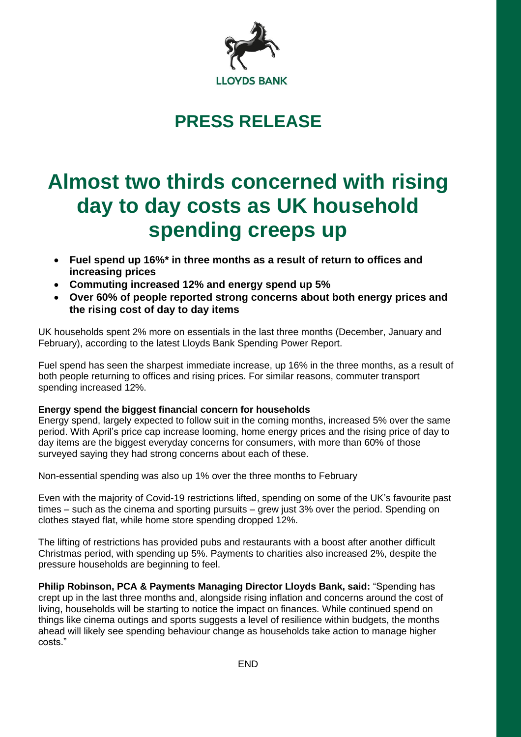LLOYDS BANK

## PRESS RELEASE

# Almost two thirds concerned with rising day to day costs as UK household spending creeps up

- **Fuel spend up 16%* in three months as a result of return to offices and increasing prices**
- **Commuting increased 12% and energy spend up 5%**
- **Over 60% of people reported strong concerns about both energy prices and the rising cost of day to day items**

UK households spent 2% more on essentials in the last three months (December, January and February), according to the latest Lloyds Bank Spending Power Report.

Fuel spend has seen the sharpest immediate increase, up 16% in the three months, as a result of both people returning to offices and rising prices. For similar reasons, commuter transport spending increased 12%.

**Energy spend the biggest financial concern for households**

Energy spend, largely expected to follow suit in the coming months, increased 5% over the same period. With April's price cap increase looming, home energy prices and the rising price of day to day items are the biggest everyday concerns for consumers, with more than 60% of those surveyed saying they had strong concerns about each of these.

Non-essential spending was also up 1% over the three months to February

Even with the majority of Covid-19 restrictions lifted, spending on some of the UK's favourite past times – such as the cinema and sporting pursuits – grew just 3% over the period. Spending on clothes stayed flat, while home store spending dropped 12%.

The lifting of restrictions has provided pubs and restaurants with a boost after another difficult Christmas period, with spending up 5%. Payments to charities also increased 2%, despite the pressure households are beginning to feel.

**Philip Robinson, PCA & Payments Managing Director Lloyds Bank, said:** "Spending has crept up in the last three months and, alongside rising inflation and concerns around the cost of living, households will be starting to notice the impact on finances. While continued spend on things like cinema outings and sports suggests a level of resilience within budgets, the months ahead will likely see spending behaviour change as households take action to manage higher costs."

END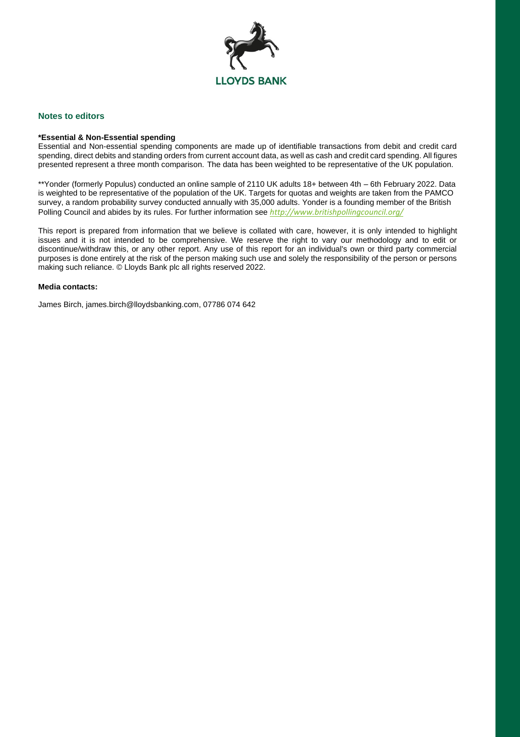LLOYDS BANK

## Notes to editors

**\*Essential & Non-Essential spending**
Essential and Non-essential spending components are made up of identifiable transactions from debit and credit card spending, direct debits and standing orders from current account data, as well as cash and credit card spending. All figures presented represent a three month comparison. The data has been weighted to be representative of the UK population.

\*\*Yonder (formerly Populus) conducted an online sample of 2110 UK adults 18+ between 4th – 6th February 2022. Data is weighted to be representative of the population of the UK. Targets for quotas and weights are taken from the PAMCO survey, a random probability survey conducted annually with 35,000 adults. Yonder is a founding member of the British Polling Council and abides by its rules. For further information see *http://www.britishpollingcouncil.org/*

This report is prepared from information that we believe is collated with care, however, it is only intended to highlight issues and it is not intended to be comprehensive. We reserve the right to vary our methodology and to edit or discontinue/withdraw this, or any other report. Any use of this report for an individual's own or third party commercial purposes is done entirely at the risk of the person making such use and solely the responsibility of the person or persons making such reliance. © Lloyds Bank plc all rights reserved 2022.

**Media contacts:**

James Birch, james.birch@lloydsbanking.com, 07786 074 642